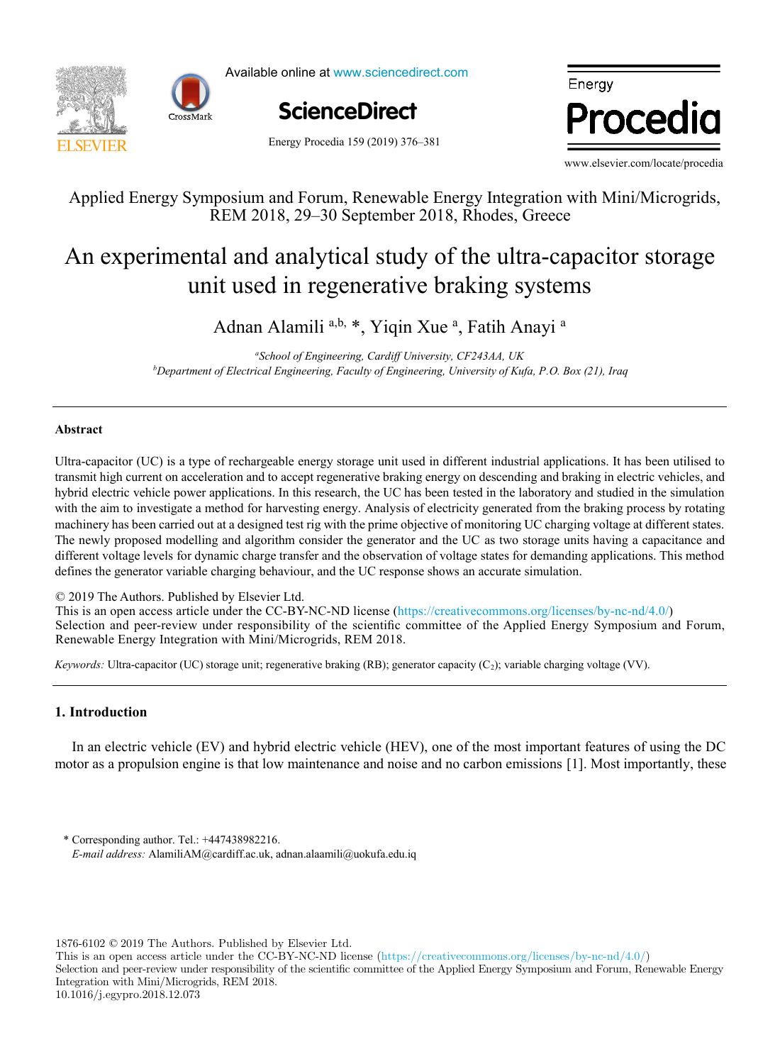Applied Energy Symposium and Forum, Renewable Energy Integration with Mini/Microgrids, REM 2018, 29–30 September 2018, Rhodes, Greece

# An experimental and analytical study of the ultra-capacitor storage unit used in regenerative braking systems

Adnan Alamili [a,b,*], Yiqin Xue [a], Fatih Anayi [a]

[a] School of Engineering, Cardiff University, CF243AA, UK
[b] Department of Electrical Engineering, Faculty of Engineering, University of Kufa, P.O. Box (21), Iraq

## Abstract

Ultra-capacitor (UC) is a type of rechargeable energy storage unit used in different industrial applications. It has been utilised to transmit high current on acceleration and to accept regenerative braking energy on descending and braking in electric vehicles, and hybrid electric vehicle power applications. In this research, the UC has been tested in the laboratory and studied in the simulation with the aim to investigate a method for harvesting energy. Analysis of electricity generated from the braking process by rotating machinery has been carried out at a designed test rig with the prime objective of monitoring UC charging voltage at different states. The newly proposed modelling and algorithm consider the generator and the UC as two storage units having a capacitance and different voltage levels for dynamic charge transfer and the observation of voltage states for demanding applications. This method defines the generator variable charging behaviour, and the UC response shows an accurate simulation.

© 2019 The Authors. Published by Elsevier Ltd.
This is an open access article under the CC-BY-NC-ND license (https://creativecommons.org/licenses/by-nc-nd/4.0/)
Selection and peer-review under responsibility of the scientific committee of the Applied Energy Symposium and Forum, Renewable Energy Integration with Mini/Microgrids, REM 2018.

*Keywords:* Ultra-capacitor (UC) storage unit; regenerative braking (RB); generator capacity ($C_2$); variable charging voltage (VV).

## 1. Introduction

In an electric vehicle (EV) and hybrid electric vehicle (HEV), one of the most important features of using the DC motor as a propulsion engine is that low maintenance and noise and no carbon emissions [1]. Most importantly, these

\* Corresponding author. Tel.: +447438982216.
*E-mail address:* AlamiliAM@cardiff.ac.uk, adnan.alaamili@uokufa.edu.iq

1876-6102 © 2019 The Authors. Published by Elsevier Ltd.
This is an open access article under the CC-BY-NC-ND license (https://creativecommons.org/licenses/by-nc-nd/4.0/)
Selection and peer-review under responsibility of the scientific committee of the Applied Energy Symposium and Forum, Renewable Energy Integration with Mini/Microgrids, REM 2018.
10.1016/j.egypro.2018.12.073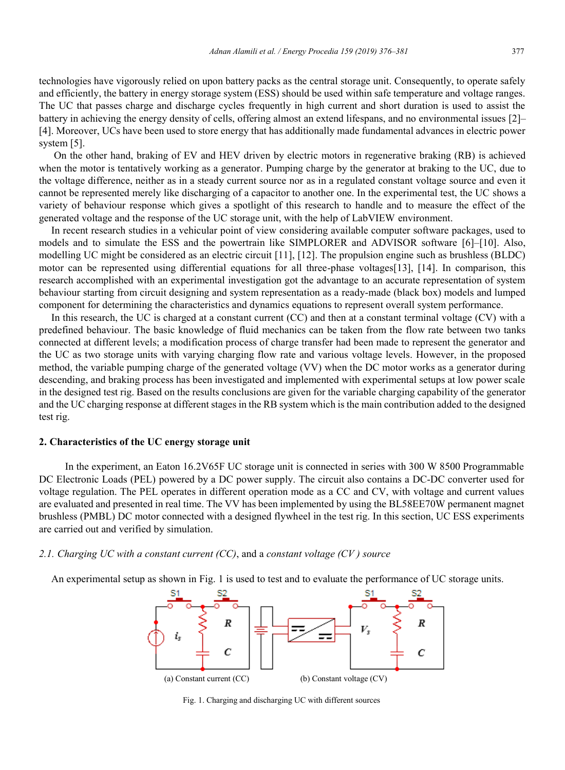technologies have vigorously relied on upon battery packs as the central storage unit. Consequently, to operate safely and efficiently, the battery in energy storage system (ESS) should be used within safe temperature and voltage ranges. The UC that passes charge and discharge cycles frequently in high current and short duration is used to assist the battery in achieving the energy density of cells, offering almost an extend lifespans, and no environmental issues [2]–[4]. Moreover, UCs have been used to store energy that has additionally made fundamental advances in electric power system [5].

On the other hand, braking of EV and HEV driven by electric motors in regenerative braking (RB) is achieved when the motor is tentatively working as a generator. Pumping charge by the generator at braking to the UC, due to the voltage difference, neither as in a steady current source nor as in a regulated constant voltage source and even it cannot be represented merely like discharging of a capacitor to another one. In the experimental test, the UC shows a variety of behaviour response which gives a spotlight of this research to handle and to measure the effect of the generated voltage and the response of the UC storage unit, with the help of LabVIEW environment.

In recent research studies in a vehicular point of view considering available computer software packages, used to models and to simulate the ESS and the powertrain like SIMPLORER and ADVISOR software [6]–[10]. Also, modelling UC might be considered as an electric circuit [11], [12]. The propulsion engine such as brushless (BLDC) motor can be represented using differential equations for all three-phase voltages[13], [14]. In comparison, this research accomplished with an experimental investigation got the advantage to an accurate representation of system behaviour starting from circuit designing and system representation as a ready-made (black box) models and lumped component for determining the characteristics and dynamics equations to represent overall system performance.

In this research, the UC is charged at a constant current (CC) and then at a constant terminal voltage (CV) with a predefined behaviour. The basic knowledge of fluid mechanics can be taken from the flow rate between two tanks connected at different levels; a modification process of charge transfer had been made to represent the generator and the UC as two storage units with varying charging flow rate and various voltage levels. However, in the proposed method, the variable pumping charge of the generated voltage (VV) when the DC motor works as a generator during descending, and braking process has been investigated and implemented with experimental setups at low power scale in the designed test rig. Based on the results conclusions are given for the variable charging capability of the generator and the UC charging response at different stages in the RB system which is the main contribution added to the designed test rig.

## 2. Characteristics of the UC energy storage unit

In the experiment, an Eaton 16.2V65F UC storage unit is connected in series with 300 W 8500 Programmable DC Electronic Loads (PEL) powered by a DC power supply. The circuit also contains a DC-DC converter used for voltage regulation. The PEL operates in different operation mode as a CC and CV, with voltage and current values are evaluated and presented in real time. The VV has been implemented by using the BL58EE70W permanent magnet brushless (PMBL) DC motor connected with a designed flywheel in the test rig. In this section, UC ESS experiments are carried out and verified by simulation.

### 2.1. *Charging UC with a constant current (CC)*, and a *constant voltage (CV) source*

An experimental setup as shown in Fig. 1 is used to test and to evaluate the performance of UC storage units.

S1 S2 $i_s$ R C

(a) Constant current (CC)

S1 S2 $V_s$ R C

(b) Constant voltage (CV)

Fig. 1. Charging and discharging UC with different sources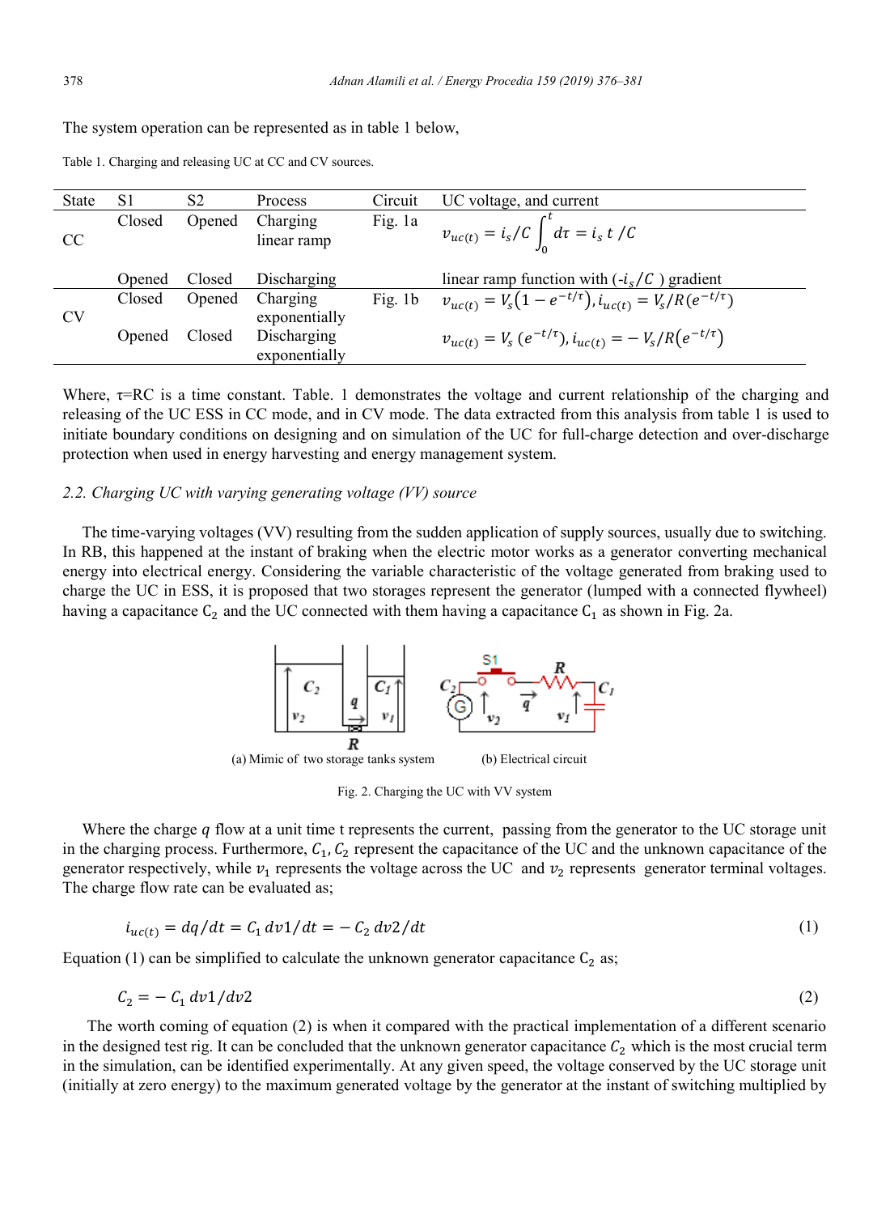The system operation can be represented as in table 1 below,

Table 1. Charging and releasing UC at CC and CV sources.

| State | S1 | S2 | Process | Circuit | UC voltage, and current |
|---|---|---|---|---|---|
| CC | Closed | Opened | Charging linear ramp | Fig. 1a | $v_{uc(t)} = i_s/C \int_0^t d\tau = i_s\, t\, /C$ |
| | Opened | Closed | Discharging | | linear ramp function with ($-i_s/C$ ) gradient |
| CV | Closed | Opened | Charging exponentially | Fig. 1b | $v_{uc(t)} = V_s(1 - e^{-t/\tau}), i_{uc(t)} = V_s/R(e^{-t/\tau})$ |
| | Opened | Closed | Discharging exponentially | | $v_{uc(t)} = V_s\,(e^{-t/\tau}), i_{uc(t)} = -\, V_s/R(e^{-t/\tau})$ |

Where, $\tau$=RC is a time constant. Table. 1 demonstrates the voltage and current relationship of the charging and releasing of the UC ESS in CC mode, and in CV mode. The data extracted from this analysis from table 1 is used to initiate boundary conditions on designing and on simulation of the UC for full-charge detection and over-discharge protection when used in energy harvesting and energy management system.

### 2.2. Charging UC with varying generating voltage (VV) source

The time-varying voltages (VV) resulting from the sudden application of supply sources, usually due to switching. In RB, this happened at the instant of braking when the electric motor works as a generator converting mechanical energy into electrical energy. Considering the variable characteristic of the voltage generated from braking used to charge the UC in ESS, it is proposed that two storages represent the generator (lumped with a connected flywheel) having a capacitance $C_2$ and the UC connected with them having a capacitance $C_1$ as shown in Fig. 2a.

(a) Mimic of two storage tanks system

(b) Electrical circuit

Fig. 2. Charging the UC with VV system

Where the charge $q$ flow at a unit time t represents the current, passing from the generator to the UC storage unit in the charging process. Furthermore, $C_1, C_2$ represent the capacitance of the UC and the unknown capacitance of the generator respectively, while $v_1$ represents the voltage across the UC and $v_2$ represents generator terminal voltages. The charge flow rate can be evaluated as;

$$i_{uc(t)} = dq/dt = C_1\, dv1/dt = -\, C_2\, dv2/dt \tag{1}$$

Equation (1) can be simplified to calculate the unknown generator capacitance $C_2$ as;

$$C_2 = -\, C_1\, dv1/dv2 \tag{2}$$

The worth coming of equation (2) is when it compared with the practical implementation of a different scenario in the designed test rig. It can be concluded that the unknown generator capacitance $C_2$ which is the most crucial term in the simulation, can be identified experimentally. At any given speed, the voltage conserved by the UC storage unit (initially at zero energy) to the maximum generated voltage by the generator at the instant of switching multiplied by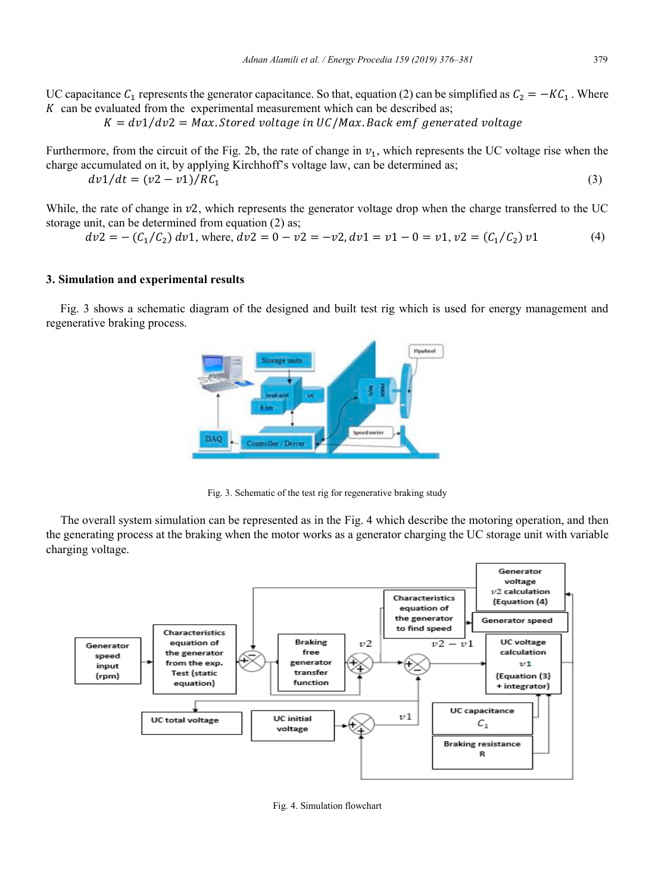UC capacitance $C_1$ represents the generator capacitance. So that, equation (2) can be simplified as $C_2 = -KC_1$ . Where $K$ can be evaluated from the experimental measurement which can be described as;

$$K = dv1/dv2 = Max.Stored\ voltage\ in\ UC/Max.Back\ emf\ generated\ voltage$$

Furthermore, from the circuit of the Fig. 2b, the rate of change in $v_1$, which represents the UC voltage rise when the charge accumulated on it, by applying Kirchhoff's voltage law, can be determined as;

$$dv1/dt = (v2 - v1)/RC_1 \tag{3}$$

While, the rate of change in $v2$, which represents the generator voltage drop when the charge transferred to the UC storage unit, can be determined from equation (2) as;

$$dv2 = -(C_1/C_2)\,dv1,\ \text{where, } dv2 = 0 - v2 = -v2, dv1 = v1 - 0 = v1, v2 = (C_1/C_2)\,v1 \tag{4}$$

## 3. Simulation and experimental results

Fig. 3 shows a schematic diagram of the designed and built test rig which is used for energy management and regenerative braking process.

Fig. 3. Schematic of the test rig for regenerative braking study

The overall system simulation can be represented as in the Fig. 4 which describe the motoring operation, and then the generating process at the braking when the motor works as a generator charging the UC storage unit with variable charging voltage.

Fig. 4. Simulation flowchart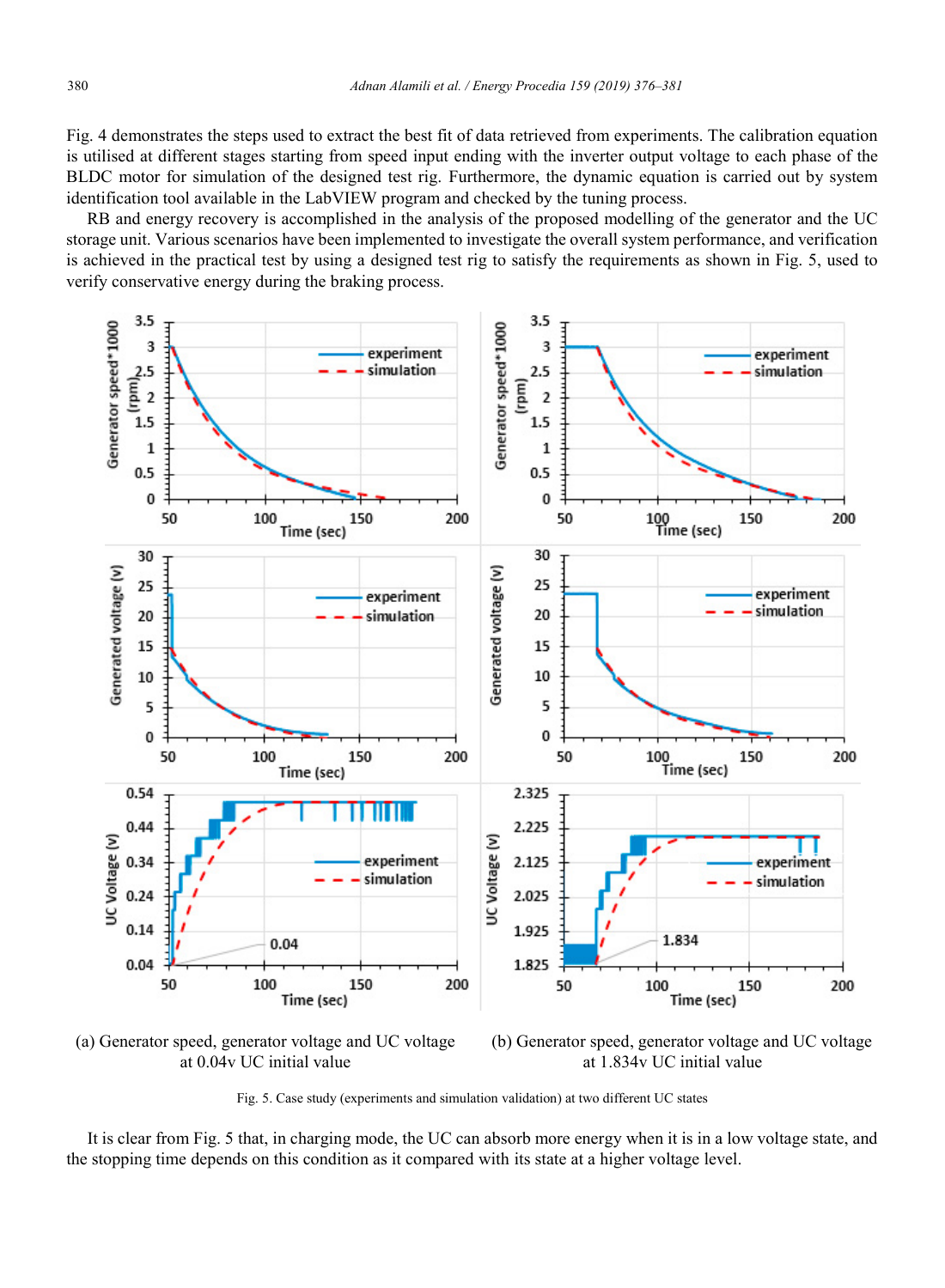Fig. 4 demonstrates the steps used to extract the best fit of data retrieved from experiments. The calibration equation is utilised at different stages starting from speed input ending with the inverter output voltage to each phase of the BLDC motor for simulation of the designed test rig. Furthermore, the dynamic equation is carried out by system identification tool available in the LabVIEW program and checked by the tuning process.

RB and energy recovery is accomplished in the analysis of the proposed modelling of the generator and the UC storage unit. Various scenarios have been implemented to investigate the overall system performance, and verification is achieved in the practical test by using a designed test rig to satisfy the requirements as shown in Fig. 5, used to verify conservative energy during the braking process.

(a) Generator speed, generator voltage and UC voltage at 0.04v UC initial value

(b) Generator speed, generator voltage and UC voltage at 1.834v UC initial value

Fig. 5. Case study (experiments and simulation validation) at two different UC states

It is clear from Fig. 5 that, in charging mode, the UC can absorb more energy when it is in a low voltage state, and the stopping time depends on this condition as it compared with its state at a higher voltage level.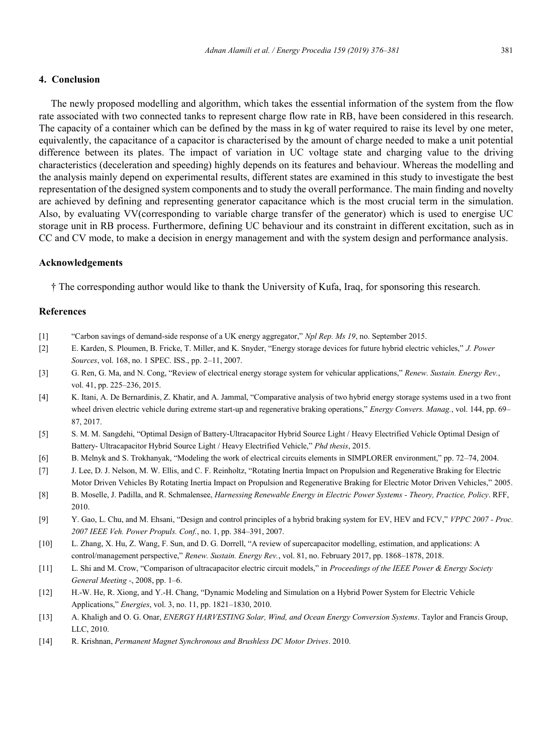## 4. Conclusion

The newly proposed modelling and algorithm, which takes the essential information of the system from the flow rate associated with two connected tanks to represent charge flow rate in RB, have been considered in this research. The capacity of a container which can be defined by the mass in kg of water required to raise its level by one meter, equivalently, the capacitance of a capacitor is characterised by the amount of charge needed to make a unit potential difference between its plates. The impact of variation in UC voltage state and charging value to the driving characteristics (deceleration and speeding) highly depends on its features and behaviour. Whereas the modelling and the analysis mainly depend on experimental results, different states are examined in this study to investigate the best representation of the designed system components and to study the overall performance. The main finding and novelty are achieved by defining and representing generator capacitance which is the most crucial term in the simulation. Also, by evaluating VV(corresponding to variable charge transfer of the generator) which is used to energise UC storage unit in RB process. Furthermore, defining UC behaviour and its constraint in different excitation, such as in CC and CV mode, to make a decision in energy management and with the system design and performance analysis.

### Acknowledgements

† The corresponding author would like to thank the University of Kufa, Iraq, for sponsoring this research.

### References

[1] "Carbon savings of demand-side response of a UK energy aggregator," *Npl Rep. Ms 19*, no. September 2015.

[2] E. Karden, S. Ploumen, B. Fricke, T. Miller, and K. Snyder, "Energy storage devices for future hybrid electric vehicles," *J. Power Sources*, vol. 168, no. 1 SPEC. ISS., pp. 2–11, 2007.

[3] G. Ren, G. Ma, and N. Cong, "Review of electrical energy storage system for vehicular applications," *Renew. Sustain. Energy Rev.*, vol. 41, pp. 225–236, 2015.

[4] K. Itani, A. De Bernardinis, Z. Khatir, and A. Jammal, "Comparative analysis of two hybrid energy storage systems used in a two front wheel driven electric vehicle during extreme start-up and regenerative braking operations," *Energy Convers. Manag.*, vol. 144, pp. 69–87, 2017.

[5] S. M. M. Sangdehi, "Optimal Design of Battery-Ultracapacitor Hybrid Source Light / Heavy Electrified Vehicle Optimal Design of Battery- Ultracapacitor Hybrid Source Light / Heavy Electrified Vehicle," *Phd thesis*, 2015.

[6] B. Melnyk and S. Trokhanyak, "Modeling the work of electrical circuits elements in SIMPLORER environment," pp. 72–74, 2004.

[7] J. Lee, D. J. Nelson, M. W. Ellis, and C. F. Reinholtz, "Rotating Inertia Impact on Propulsion and Regenerative Braking for Electric Motor Driven Vehicles By Rotating Inertia Impact on Propulsion and Regenerative Braking for Electric Motor Driven Vehicles," 2005.

[8] B. Moselle, J. Padilla, and R. Schmalensee, *Harnessing Renewable Energy in Electric Power Systems - Theory, Practice, Policy*. RFF, 2010.

[9] Y. Gao, L. Chu, and M. Ehsani, "Design and control principles of a hybrid braking system for EV, HEV and FCV," *VPPC 2007 - Proc. 2007 IEEE Veh. Power Propuls. Conf.*, no. 1, pp. 384–391, 2007.

[10] L. Zhang, X. Hu, Z. Wang, F. Sun, and D. G. Dorrell, "A review of supercapacitor modelling, estimation, and applications: A control/management perspective," *Renew. Sustain. Energy Rev.*, vol. 81, no. February 2017, pp. 1868–1878, 2018.

[11] L. Shi and M. Crow, "Comparison of ultracapacitor electric circuit models," in *Proceedings of the IEEE Power & Energy Society General Meeting -*, 2008, pp. 1–6.

[12] H.-W. He, R. Xiong, and Y.-H. Chang, "Dynamic Modeling and Simulation on a Hybrid Power System for Electric Vehicle Applications," *Energies*, vol. 3, no. 11, pp. 1821–1830, 2010.

[13] A. Khaligh and O. G. Onar, *ENERGY HARVESTING Solar, Wind, and Ocean Energy Conversion Systems*. Taylor and Francis Group, LLC, 2010.

[14] R. Krishnan, *Permanent Magnet Synchronous and Brushless DC Motor Drives*. 2010.